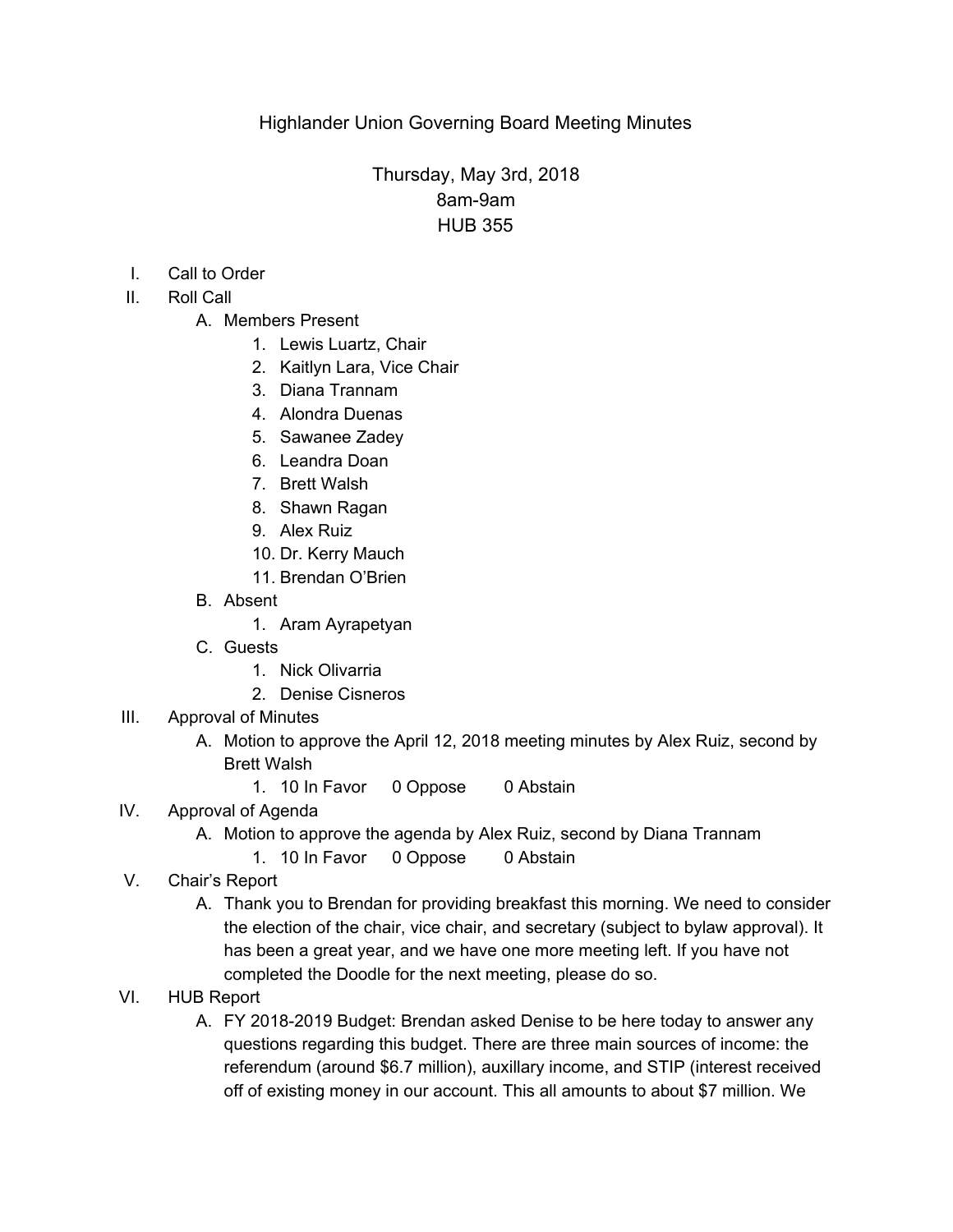# Highlander Union Governing Board Meeting Minutes

Thursday, May 3rd, 2018
8am-9am
HUB 355

I. Call to Order
II. Roll Call
   A. Members Present
      1. Lewis Luartz, Chair
      2. Kaitlyn Lara, Vice Chair
      3. Diana Trannam
      4. Alondra Duenas
      5. Sawanee Zadey
      6. Leandra Doan
      7. Brett Walsh
      8. Shawn Ragan
      9. Alex Ruiz
      10. Dr. Kerry Mauch
      11. Brendan O'Brien
   B. Absent
      1. Aram Ayrapetyan
   C. Guests
      1. Nick Olivarria
      2. Denise Cisneros
III. Approval of Minutes
   A. Motion to approve the April 12, 2018 meeting minutes by Alex Ruiz, second by Brett Walsh
      1. 10 In Favor 0 Oppose 0 Abstain
IV. Approval of Agenda
   A. Motion to approve the agenda by Alex Ruiz, second by Diana Trannam
      1. 10 In Favor 0 Oppose 0 Abstain
V. Chair's Report
   A. Thank you to Brendan for providing breakfast this morning. We need to consider the election of the chair, vice chair, and secretary (subject to bylaw approval). It has been a great year, and we have one more meeting left. If you have not completed the Doodle for the next meeting, please do so.
VI. HUB Report
   A. FY 2018-2019 Budget: Brendan asked Denise to be here today to answer any questions regarding this budget. There are three main sources of income: the referendum (around $6.7 million), auxillary income, and STIP (interest received off of existing money in our account. This all amounts to about $7 million. We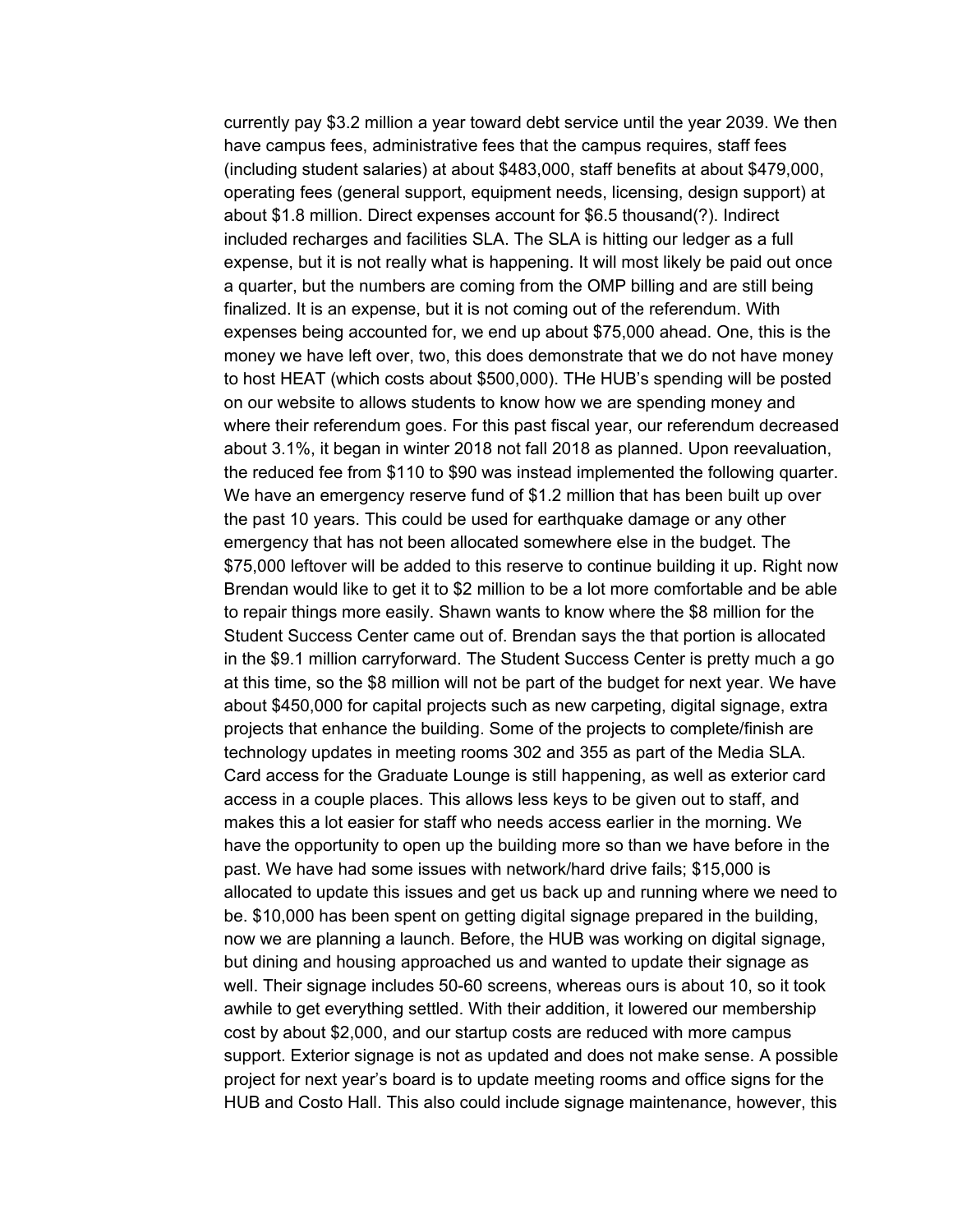currently pay $3.2 million a year toward debt service until the year 2039. We then have campus fees, administrative fees that the campus requires, staff fees (including student salaries) at about $483,000, staff benefits at about $479,000, operating fees (general support, equipment needs, licensing, design support) at about $1.8 million. Direct expenses account for $6.5 thousand(?). Indirect included recharges and facilities SLA. The SLA is hitting our ledger as a full expense, but it is not really what is happening. It will most likely be paid out once a quarter, but the numbers are coming from the OMP billing and are still being finalized. It is an expense, but it is not coming out of the referendum. With expenses being accounted for, we end up about $75,000 ahead. One, this is the money we have left over, two, this does demonstrate that we do not have money to host HEAT (which costs about $500,000). THe HUB's spending will be posted on our website to allows students to know how we are spending money and where their referendum goes. For this past fiscal year, our referendum decreased about 3.1%, it began in winter 2018 not fall 2018 as planned. Upon reevaluation, the reduced fee from $110 to $90 was instead implemented the following quarter. We have an emergency reserve fund of $1.2 million that has been built up over the past 10 years. This could be used for earthquake damage or any other emergency that has not been allocated somewhere else in the budget. The $75,000 leftover will be added to this reserve to continue building it up. Right now Brendan would like to get it to $2 million to be a lot more comfortable and be able to repair things more easily. Shawn wants to know where the $8 million for the Student Success Center came out of. Brendan says the that portion is allocated in the $9.1 million carryforward. The Student Success Center is pretty much a go at this time, so the $8 million will not be part of the budget for next year. We have about $450,000 for capital projects such as new carpeting, digital signage, extra projects that enhance the building. Some of the projects to complete/finish are technology updates in meeting rooms 302 and 355 as part of the Media SLA. Card access for the Graduate Lounge is still happening, as well as exterior card access in a couple places. This allows less keys to be given out to staff, and makes this a lot easier for staff who needs access earlier in the morning. We have the opportunity to open up the building more so than we have before in the past. We have had some issues with network/hard drive fails; $15,000 is allocated to update this issues and get us back up and running where we need to be. $10,000 has been spent on getting digital signage prepared in the building, now we are planning a launch. Before, the HUB was working on digital signage, but dining and housing approached us and wanted to update their signage as well. Their signage includes 50-60 screens, whereas ours is about 10, so it took awhile to get everything settled. With their addition, it lowered our membership cost by about $2,000, and our startup costs are reduced with more campus support. Exterior signage is not as updated and does not make sense. A possible project for next year's board is to update meeting rooms and office signs for the HUB and Costo Hall. This also could include signage maintenance, however, this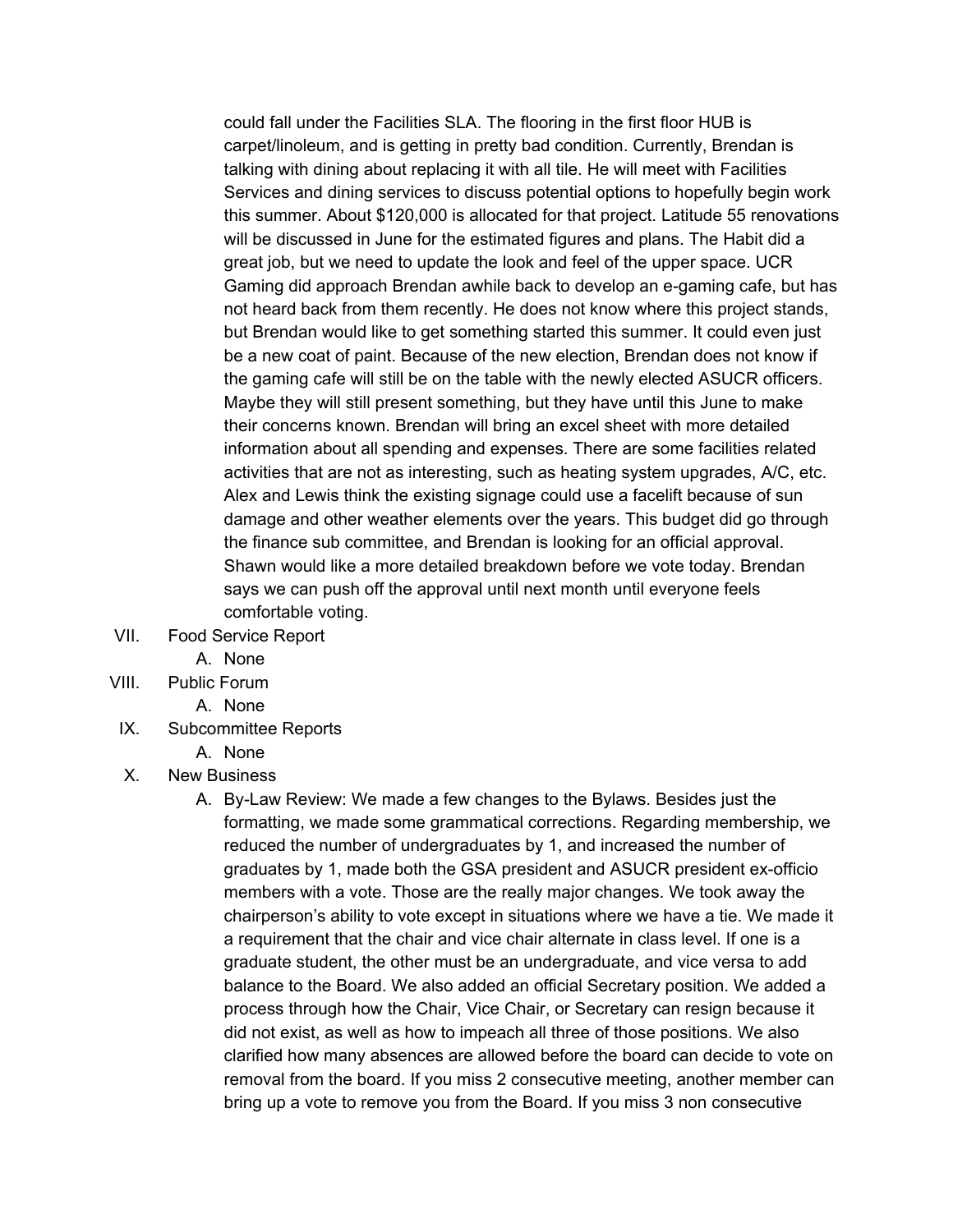could fall under the Facilities SLA. The flooring in the first floor HUB is carpet/linoleum, and is getting in pretty bad condition. Currently, Brendan is talking with dining about replacing it with all tile. He will meet with Facilities Services and dining services to discuss potential options to hopefully begin work this summer. About $120,000 is allocated for that project. Latitude 55 renovations will be discussed in June for the estimated figures and plans. The Habit did a great job, but we need to update the look and feel of the upper space. UCR Gaming did approach Brendan awhile back to develop an e-gaming cafe, but has not heard back from them recently. He does not know where this project stands, but Brendan would like to get something started this summer. It could even just be a new coat of paint. Because of the new election, Brendan does not know if the gaming cafe will still be on the table with the newly elected ASUCR officers. Maybe they will still present something, but they have until this June to make their concerns known. Brendan will bring an excel sheet with more detailed information about all spending and expenses. There are some facilities related activities that are not as interesting, such as heating system upgrades, A/C, etc. Alex and Lewis think the existing signage could use a facelift because of sun damage and other weather elements over the years. This budget did go through the finance sub committee, and Brendan is looking for an official approval. Shawn would like a more detailed breakdown before we vote today. Brendan says we can push off the approval until next month until everyone feels comfortable voting.

VII. Food Service Report
   A. None

VIII. Public Forum
   A. None

IX. Subcommittee Reports
   A. None

X. New Business
   A. By-Law Review: We made a few changes to the Bylaws. Besides just the formatting, we made some grammatical corrections. Regarding membership, we reduced the number of undergraduates by 1, and increased the number of graduates by 1, made both the GSA president and ASUCR president ex-officio members with a vote. Those are the really major changes. We took away the chairperson's ability to vote except in situations where we have a tie. We made it a requirement that the chair and vice chair alternate in class level. If one is a graduate student, the other must be an undergraduate, and vice versa to add balance to the Board. We also added an official Secretary position. We added a process through how the Chair, Vice Chair, or Secretary can resign because it did not exist, as well as how to impeach all three of those positions. We also clarified how many absences are allowed before the board can decide to vote on removal from the board. If you miss 2 consecutive meeting, another member can bring up a vote to remove you from the Board. If you miss 3 non consecutive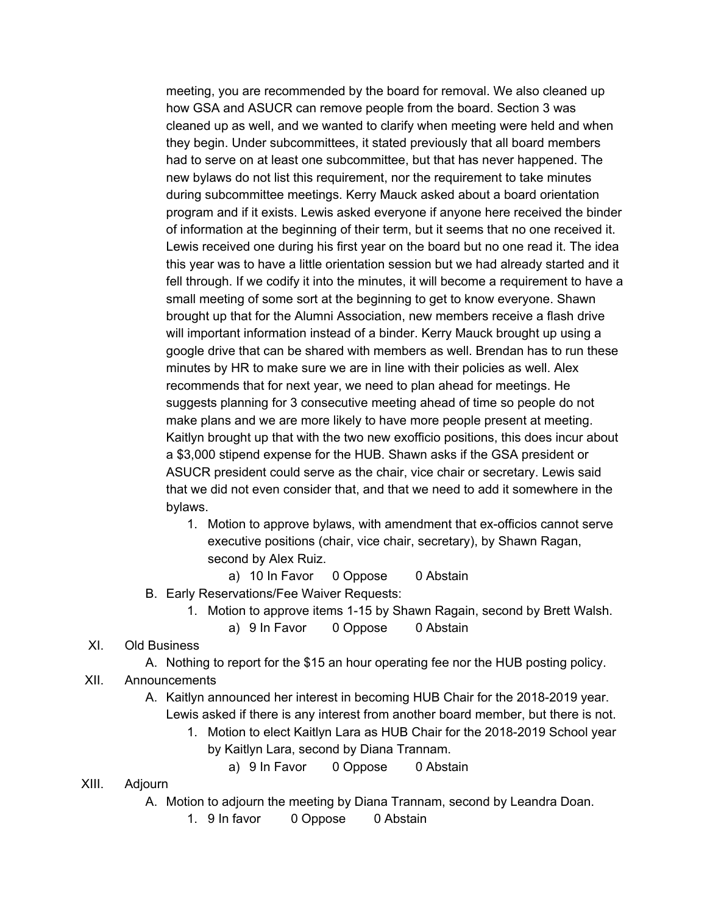meeting, you are recommended by the board for removal. We also cleaned up how GSA and ASUCR can remove people from the board. Section 3 was cleaned up as well, and we wanted to clarify when meeting were held and when they begin. Under subcommittees, it stated previously that all board members had to serve on at least one subcommittee, but that has never happened. The new bylaws do not list this requirement, nor the requirement to take minutes during subcommittee meetings. Kerry Mauck asked about a board orientation program and if it exists. Lewis asked everyone if anyone here received the binder of information at the beginning of their term, but it seems that no one received it. Lewis received one during his first year on the board but no one read it. The idea this year was to have a little orientation session but we had already started and it fell through. If we codify it into the minutes, it will become a requirement to have a small meeting of some sort at the beginning to get to know everyone. Shawn brought up that for the Alumni Association, new members receive a flash drive will important information instead of a binder. Kerry Mauck brought up using a google drive that can be shared with members as well. Brendan has to run these minutes by HR to make sure we are in line with their policies as well. Alex recommends that for next year, we need to plan ahead for meetings. He suggests planning for 3 consecutive meeting ahead of time so people do not make plans and we are more likely to have more people present at meeting. Kaitlyn brought up that with the two new exofficio positions, this does incur about a $3,000 stipend expense for the HUB. Shawn asks if the GSA president or ASUCR president could serve as the chair, vice chair or secretary. Lewis said that we did not even consider that, and that we need to add it somewhere in the bylaws.

1. Motion to approve bylaws, with amendment that ex-officios cannot serve executive positions (chair, vice chair, secretary), by Shawn Ragan, second by Alex Ruiz.
   a) 10 In Favor 0 Oppose 0 Abstain

B. Early Reservations/Fee Waiver Requests:
   1. Motion to approve items 1-15 by Shawn Ragain, second by Brett Walsh.
      a) 9 In Favor 0 Oppose 0 Abstain

XI. Old Business
   A. Nothing to report for the $15 an hour operating fee nor the HUB posting policy.

XII. Announcements
   A. Kaitlyn announced her interest in becoming HUB Chair for the 2018-2019 year. Lewis asked if there is any interest from another board member, but there is not.
      1. Motion to elect Kaitlyn Lara as HUB Chair for the 2018-2019 School year by Kaitlyn Lara, second by Diana Trannam.
         a) 9 In Favor 0 Oppose 0 Abstain

XIII. Adjourn
   A. Motion to adjourn the meeting by Diana Trannam, second by Leandra Doan.
      1. 9 In favor 0 Oppose 0 Abstain